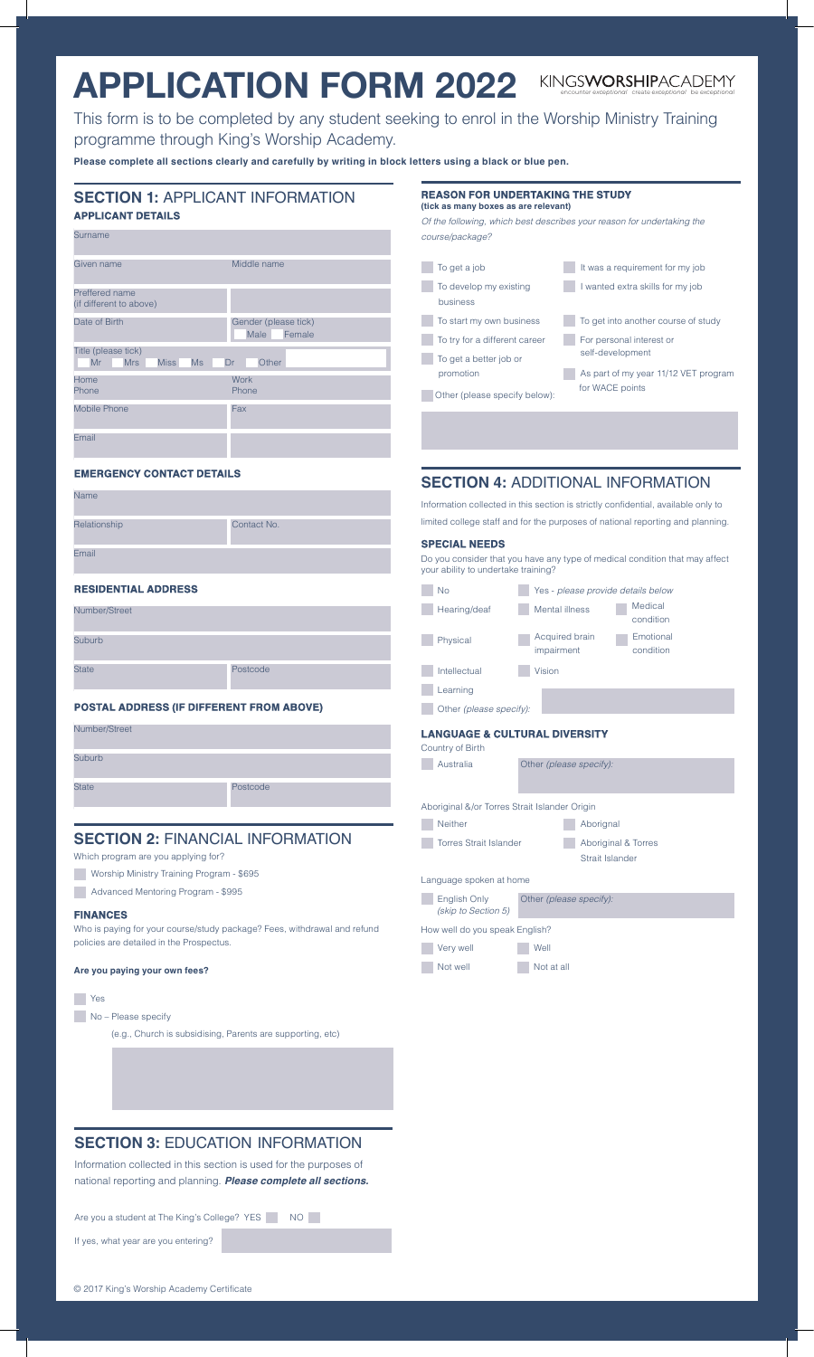# APPLICATION FORM 2022

KINGSWORSHIPACADEMY
encounter exceptional create exceptional be exceptional

This form is to be completed by any student seeking to enrol in the Worship Ministry Training programme through King's Worship Academy.

**Please complete all sections clearly and carefully by writing in block letters using a black or blue pen.**

## SECTION 1: APPLICANT INFORMATION

### APPLICANT DETAILS

| Surname | |
|---|---|
| Given name | Middle name |
| Preffered name (if different to above) | |
| Date of Birth | Gender (please tick) Male Female |
| Title (please tick) Mr Mrs Miss Ms Dr Other | |
| Home Phone | Work Phone |
| Mobile Phone | Fax |
| Email | |

### EMERGENCY CONTACT DETAILS

| Name | |
|---|---|
| Relationship | Contact No. |
| Email | |

### RESIDENTIAL ADDRESS

| Number/Street | |
|---|---|
| Suburb | |
| State | Postcode |

### POSTAL ADDRESS (IF DIFFERENT FROM ABOVE)

| Number/Street | |
|---|---|
| Suburb | |
| State | Postcode |

## SECTION 2: FINANCIAL INFORMATION

Which program are you applying for?

- Worship Ministry Training Program - $695
- Advanced Mentoring Program - $995

### FINANCES

Who is paying for your course/study package? Fees, withdrawal and refund policies are detailed in the Prospectus.

**Are you paying your own fees?**

- Yes
- No – Please specify

(e.g., Church is subsidising, Parents are supporting, etc)

## SECTION 3: EDUCATION INFORMATION

Information collected in this section is used for the purposes of national reporting and planning. ***Please complete all sections.***

Are you a student at The King's College? YES NO

If yes, what year are you entering?

### REASON FOR UNDERTAKING THE STUDY
**(tick as many boxes as are relevant)**

*Of the following, which best describes your reason for undertaking the course/package?*

- To get a job
- To develop my existing business
- To start my own business
- To try for a different career
- To get a better job or promotion
- Other (please specify below):
- It was a requirement for my job
- I wanted extra skills for my job
- To get into another course of study
- For personal interest or self-development
- As part of my year 11/12 VET program for WACE points

## SECTION 4: ADDITIONAL INFORMATION

Information collected in this section is strictly confidential, available only to limited college staff and for the purposes of national reporting and planning.

### SPECIAL NEEDS

Do you consider that you have any type of medical condition that may affect your ability to undertake training?

- No
- Yes - *please provide details below*
- Hearing/deaf
- Mental illness
- Medical condition
- Physical
- Acquired brain impairment
- Emotional condition
- Intellectual
- Vision
- Learning
- Other *(please specify)*:

### LANGUAGE & CULTURAL DIVERSITY

Country of Birth

- Australia
- Other *(please specify)*:

Aboriginal &/or Torres Strait Islander Origin

- Neither
- Aborignal
- Torres Strait Islander
- Aboriginal & Torres Strait Islander

Language spoken at home

- English Only *(skip to Section 5)*
- Other *(please specify)*:

How well do you speak English?

- Very well
- Well
- Not well
- Not at all

© 2017 King's Worship Academy Certificate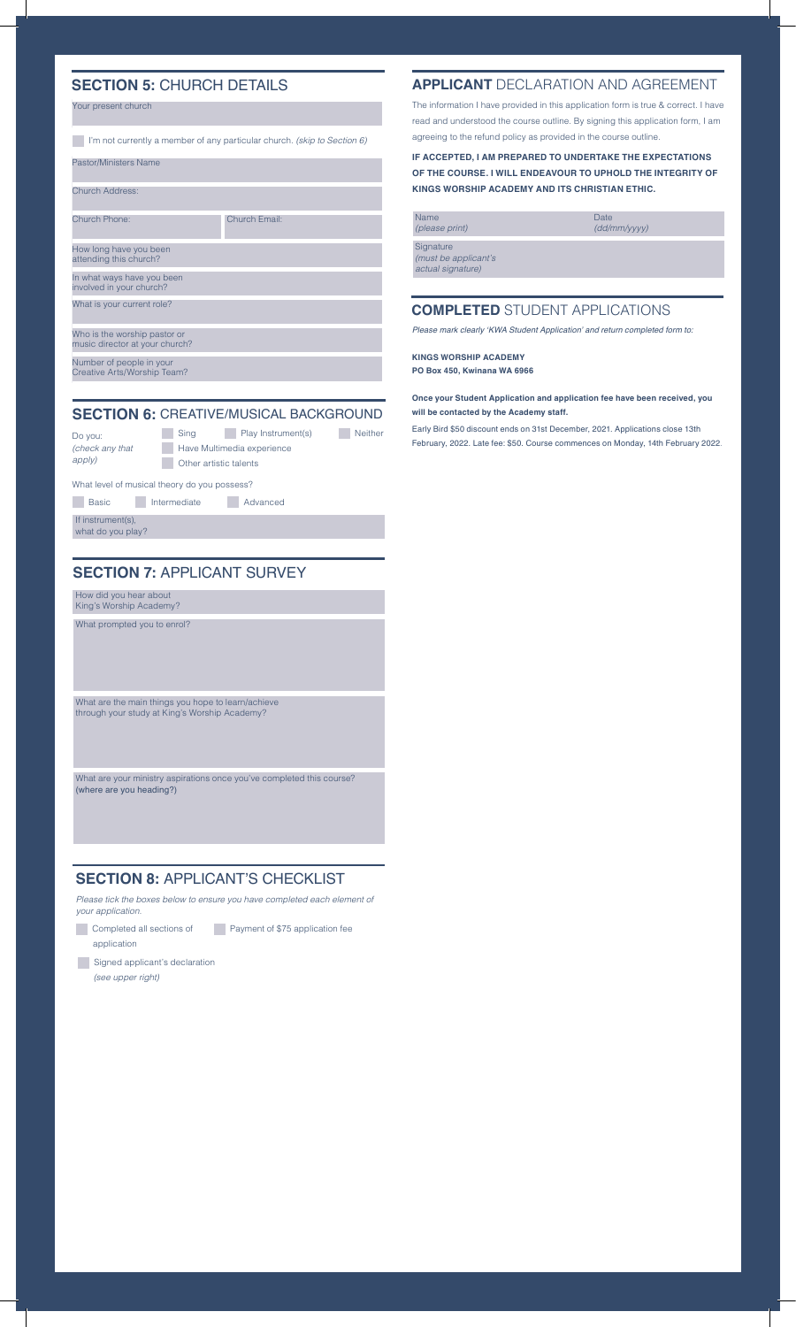## **SECTION 5:** CHURCH DETAILS

Your present church

☐ I'm not currently a member of any particular church. *(skip to Section 6)*

Pastor/Ministers Name

Church Address:

Church Phone:

Church Email:

How long have you been attending this church?

In what ways have you been involved in your church?

What is your current role?

Who is the worship pastor or music director at your church?

Number of people in your Creative Arts/Worship Team?

## **SECTION 6:** CREATIVE/MUSICAL BACKGROUND

Do you: *(check any that apply)*

☐ Sing ☐ Play Instrument(s) ☐ Neither

☐ Have Multimedia experience

☐ Other artistic talents

What level of musical theory do you possess?

☐ Basic ☐ Intermediate ☐ Advanced

If instrument(s), what do you play?

## **SECTION 7:** APPLICANT SURVEY

How did you hear about King's Worship Academy?

What prompted you to enrol?

What are the main things you hope to learn/achieve through your study at King's Worship Academy?

What are your ministry aspirations once you've completed this course? (where are you heading?)

## **SECTION 8:** APPLICANT'S CHECKLIST

*Please tick the boxes below to ensure you have completed each element of your application.*

☐ Completed all sections of application

☐ Payment of $75 application fee

☐ Signed applicant's declaration *(see upper right)*

## **APPLICANT** DECLARATION AND AGREEMENT

The information I have provided in this application form is true & correct. I have read and understood the course outline. By signing this application form, I am agreeing to the refund policy as provided in the course outline.

**IF ACCEPTED, I AM PREPARED TO UNDERTAKE THE EXPECTATIONS OF THE COURSE. I WILL ENDEAVOUR TO UPHOLD THE INTEGRITY OF KINGS WORSHIP ACADEMY AND ITS CHRISTIAN ETHIC.**

Name *(please print)*

Date *(dd/mm/yyyy)*

Signature *(must be applicant's actual signature)*

## **COMPLETED** STUDENT APPLICATIONS

*Please mark clearly 'KWA Student Application' and return completed form to:*

**KINGS WORSHIP ACADEMY**
**PO Box 450, Kwinana WA 6966**

**Once your Student Application and application fee have been received, you will be contacted by the Academy staff.**

Early Bird $50 discount ends on 31st December, 2021. Applications close 13th February, 2022. Late fee: $50. Course commences on Monday, 14th February 2022.